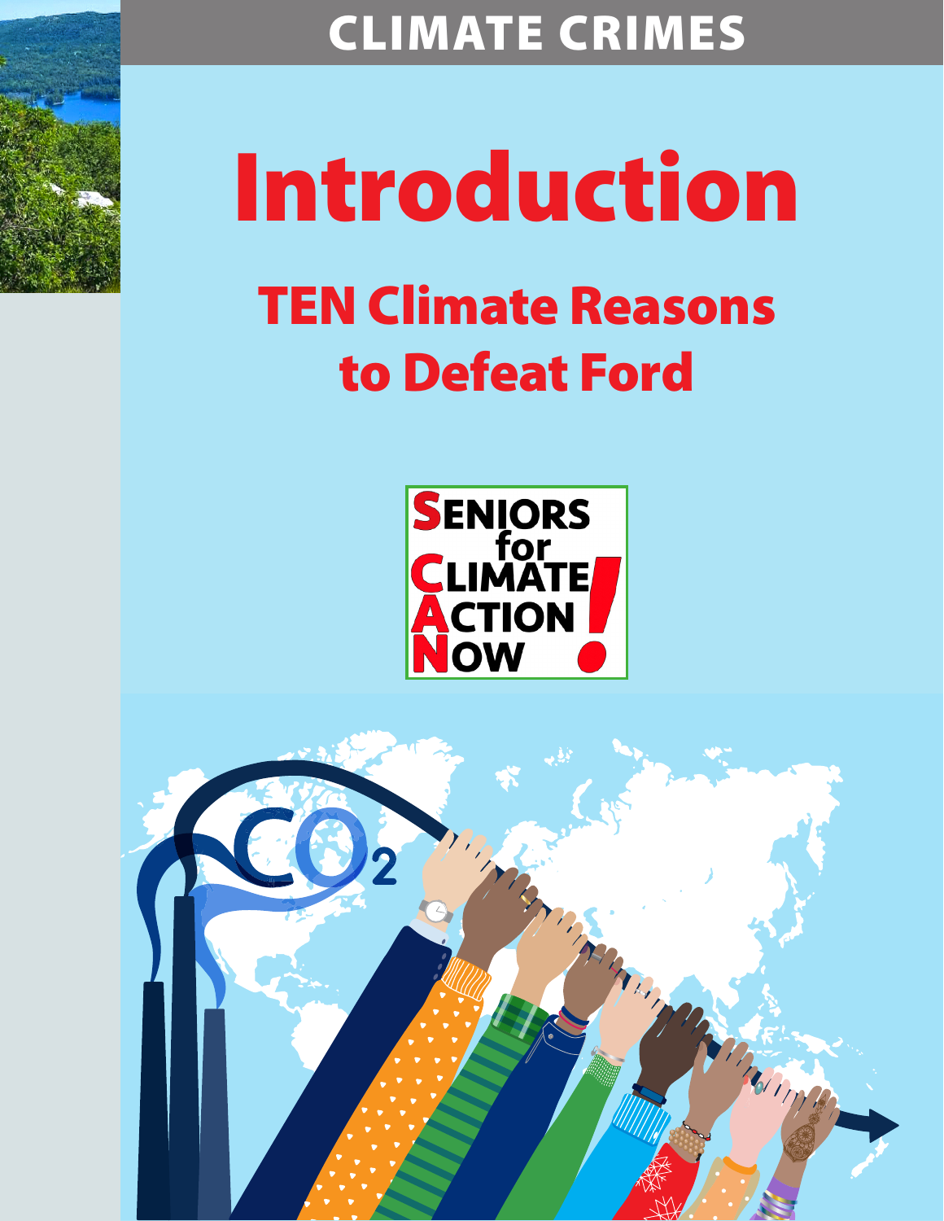CLIMATE CRIMES

# Introduction

## TEN Climate Reasons to Defeat Ford

SENIORS for CLIMATE ACTION NOW!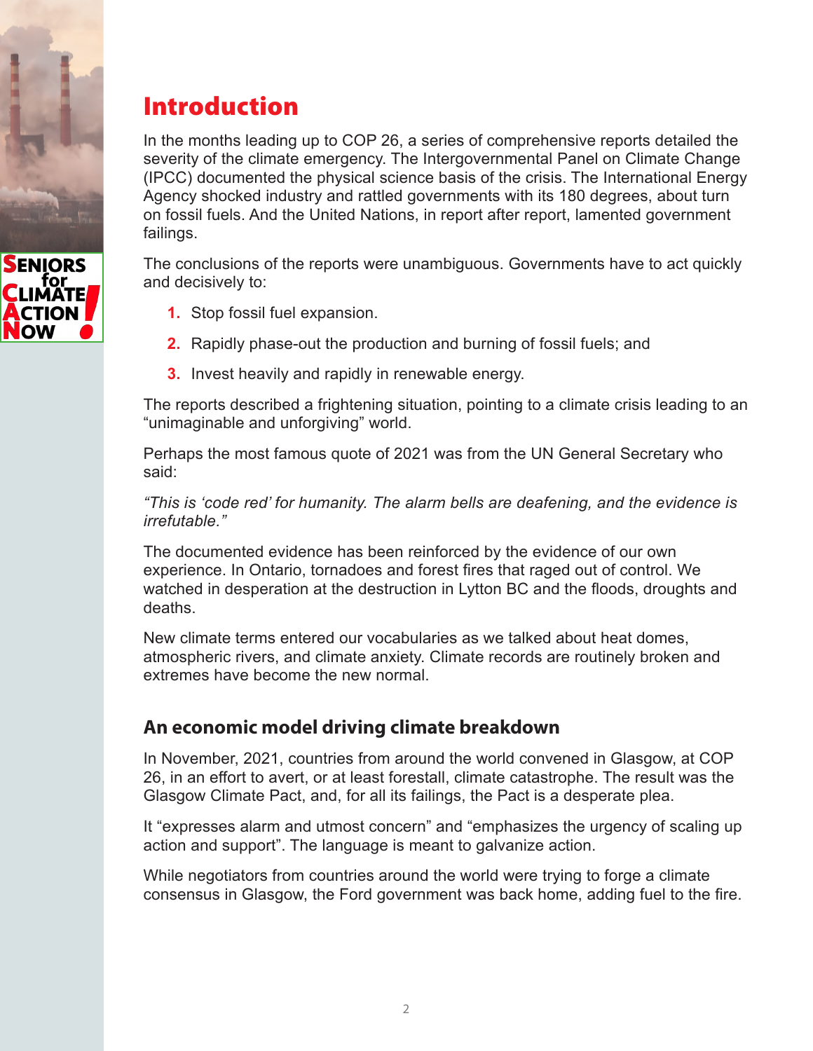## Introduction

In the months leading up to COP 26, a series of comprehensive reports detailed the severity of the climate emergency. The Intergovernmental Panel on Climate Change (IPCC) documented the physical science basis of the crisis. The International Energy Agency shocked industry and rattled governments with its 180 degrees, about turn on fossil fuels. And the United Nations, in report after report, lamented government failings.

The conclusions of the reports were unambiguous. Governments have to act quickly and decisively to:

1. Stop fossil fuel expansion.
2. Rapidly phase-out the production and burning of fossil fuels; and
3. Invest heavily and rapidly in renewable energy.

The reports described a frightening situation, pointing to a climate crisis leading to an "unimaginable and unforgiving" world.

Perhaps the most famous quote of 2021 was from the UN General Secretary who said:

*"This is 'code red' for humanity. The alarm bells are deafening, and the evidence is irrefutable."*

The documented evidence has been reinforced by the evidence of our own experience. In Ontario, tornadoes and forest fires that raged out of control. We watched in desperation at the destruction in Lytton BC and the floods, droughts and deaths.

New climate terms entered our vocabularies as we talked about heat domes, atmospheric rivers, and climate anxiety. Climate records are routinely broken and extremes have become the new normal.

### An economic model driving climate breakdown

In November, 2021, countries from around the world convened in Glasgow, at COP 26, in an effort to avert, or at least forestall, climate catastrophe. The result was the Glasgow Climate Pact, and, for all its failings, the Pact is a desperate plea.

It "expresses alarm and utmost concern" and "emphasizes the urgency of scaling up action and support". The language is meant to galvanize action.

While negotiators from countries around the world were trying to forge a climate consensus in Glasgow, the Ford government was back home, adding fuel to the fire.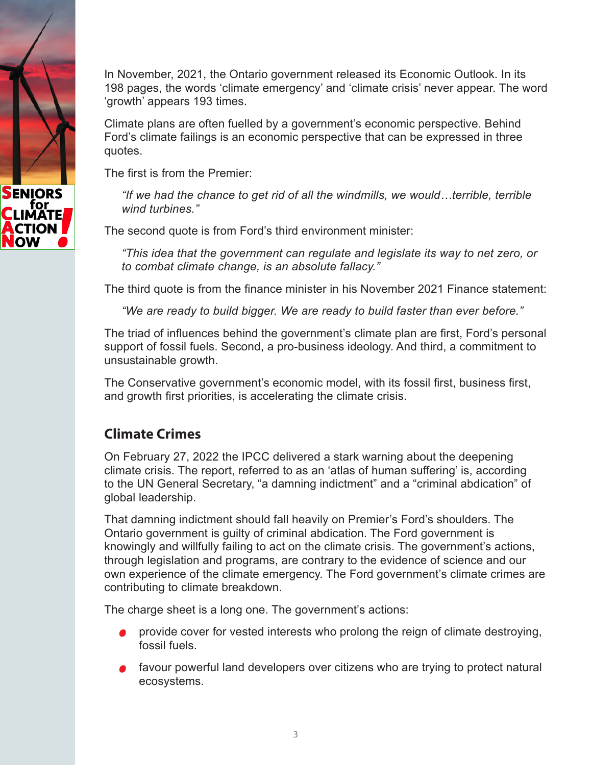In November, 2021, the Ontario government released its Economic Outlook. In its 198 pages, the words 'climate emergency' and 'climate crisis' never appear. The word 'growth' appears 193 times.

Climate plans are often fuelled by a government's economic perspective. Behind Ford's climate failings is an economic perspective that can be expressed in three quotes.

The first is from the Premier:

> *"If we had the chance to get rid of all the windmills, we would…terrible, terrible wind turbines."*

The second quote is from Ford's third environment minister:

> *"This idea that the government can regulate and legislate its way to net zero, or to combat climate change, is an absolute fallacy."*

The third quote is from the finance minister in his November 2021 Finance statement:

> *"We are ready to build bigger. We are ready to build faster than ever before."*

The triad of influences behind the government's climate plan are first, Ford's personal support of fossil fuels. Second, a pro-business ideology. And third, a commitment to unsustainable growth.

The Conservative government's economic model, with its fossil first, business first, and growth first priorities, is accelerating the climate crisis.

## Climate Crimes

On February 27, 2022 the IPCC delivered a stark warning about the deepening climate crisis. The report, referred to as an 'atlas of human suffering' is, according to the UN General Secretary, "a damning indictment" and a "criminal abdication" of global leadership.

That damning indictment should fall heavily on Premier's Ford's shoulders. The Ontario government is guilty of criminal abdication. The Ford government is knowingly and willfully failing to act on the climate crisis. The government's actions, through legislation and programs, are contrary to the evidence of science and our own experience of the climate emergency. The Ford government's climate crimes are contributing to climate breakdown.

The charge sheet is a long one. The government's actions:

- provide cover for vested interests who prolong the reign of climate destroying, fossil fuels.
- favour powerful land developers over citizens who are trying to protect natural ecosystems.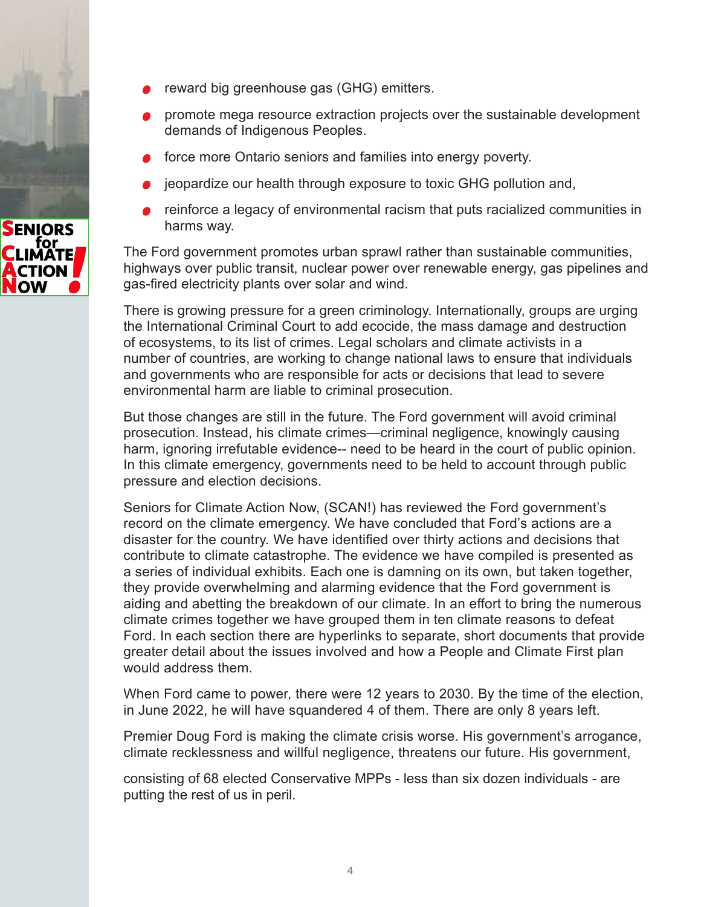- reward big greenhouse gas (GHG) emitters.
- promote mega resource extraction projects over the sustainable development demands of Indigenous Peoples.
- force more Ontario seniors and families into energy poverty.
- jeopardize our health through exposure to toxic GHG pollution and,
- reinforce a legacy of environmental racism that puts racialized communities in harms way.

The Ford government promotes urban sprawl rather than sustainable communities, highways over public transit, nuclear power over renewable energy, gas pipelines and gas-fired electricity plants over solar and wind.

There is growing pressure for a green criminology. Internationally, groups are urging the International Criminal Court to add ecocide, the mass damage and destruction of ecosystems, to its list of crimes. Legal scholars and climate activists in a number of countries, are working to change national laws to ensure that individuals and governments who are responsible for acts or decisions that lead to severe environmental harm are liable to criminal prosecution.

But those changes are still in the future. The Ford government will avoid criminal prosecution. Instead, his climate crimes—criminal negligence, knowingly causing harm, ignoring irrefutable evidence-- need to be heard in the court of public opinion. In this climate emergency, governments need to be held to account through public pressure and election decisions.

Seniors for Climate Action Now, (SCAN!) has reviewed the Ford government's record on the climate emergency. We have concluded that Ford's actions are a disaster for the country. We have identified over thirty actions and decisions that contribute to climate catastrophe. The evidence we have compiled is presented as a series of individual exhibits. Each one is damning on its own, but taken together, they provide overwhelming and alarming evidence that the Ford government is aiding and abetting the breakdown of our climate. In an effort to bring the numerous climate crimes together we have grouped them in ten climate reasons to defeat Ford. In each section there are hyperlinks to separate, short documents that provide greater detail about the issues involved and how a People and Climate First plan would address them.

When Ford came to power, there were 12 years to 2030. By the time of the election, in June 2022, he will have squandered 4 of them. There are only 8 years left.

Premier Doug Ford is making the climate crisis worse. His government's arrogance, climate recklessness and willful negligence, threatens our future. His government,

consisting of 68 elected Conservative MPPs - less than six dozen individuals - are putting the rest of us in peril.